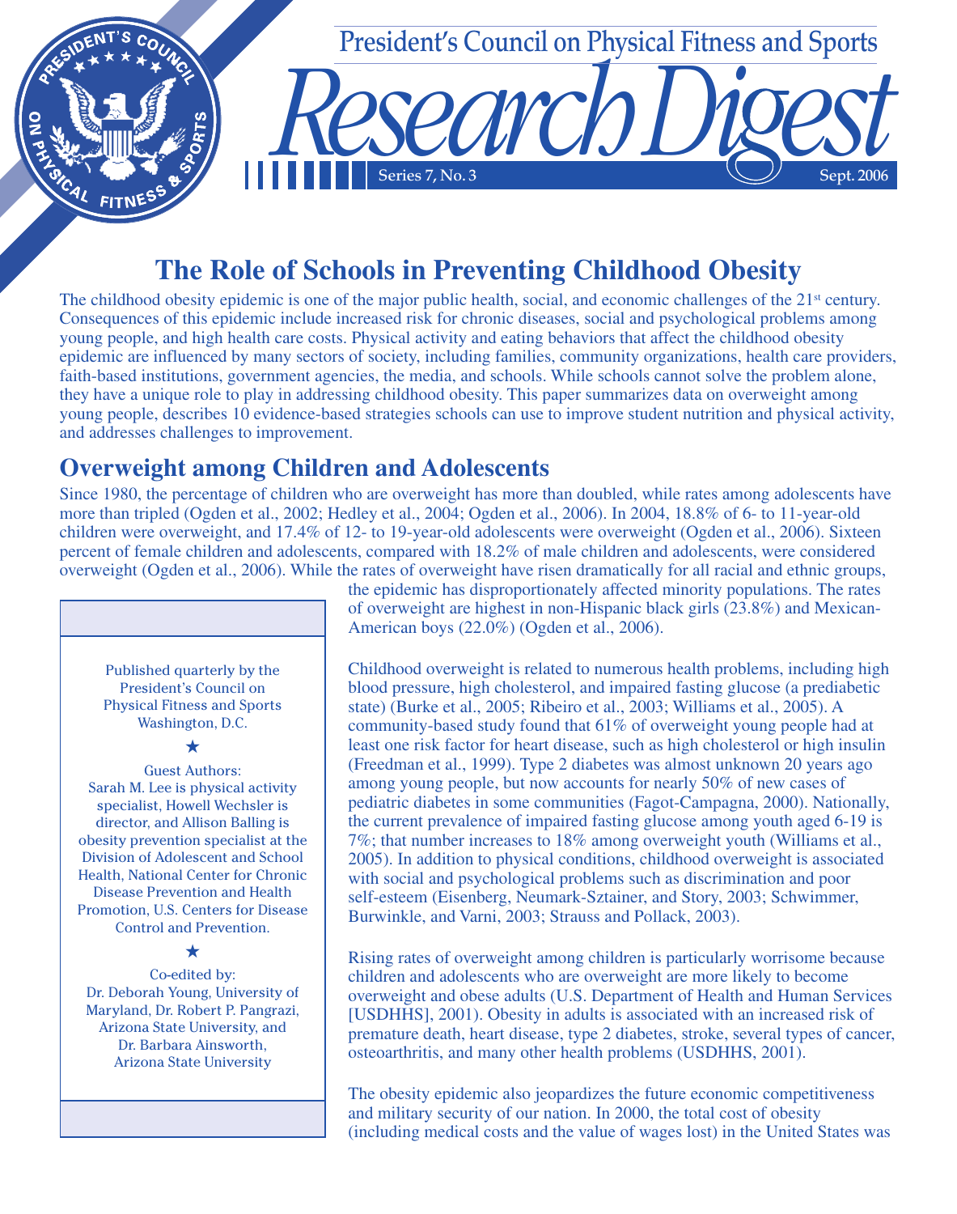President's Council on Physical Fitness and Sports

# Research Digest

Series 7, No. 3 — Sept. 2006

## The Role of Schools in Preventing Childhood Obesity

The childhood obesity epidemic is one of the major public health, social, and economic challenges of the 21st century. Consequences of this epidemic include increased risk for chronic diseases, social and psychological problems among young people, and high health care costs. Physical activity and eating behaviors that affect the childhood obesity epidemic are influenced by many sectors of society, including families, community organizations, health care providers, faith-based institutions, government agencies, the media, and schools. While schools cannot solve the problem alone, they have a unique role to play in addressing childhood obesity. This paper summarizes data on overweight among young people, describes 10 evidence-based strategies schools can use to improve student nutrition and physical activity, and addresses challenges to improvement.

## Overweight among Children and Adolescents

Since 1980, the percentage of children who are overweight has more than doubled, while rates among adolescents have more than tripled (Ogden et al., 2002; Hedley et al., 2004; Ogden et al., 2006). In 2004, 18.8% of 6- to 11-year-old children were overweight, and 17.4% of 12- to 19-year-old adolescents were overweight (Ogden et al., 2006). Sixteen percent of female children and adolescents, compared with 18.2% of male children and adolescents, were considered overweight (Ogden et al., 2006). While the rates of overweight have risen dramatically for all racial and ethnic groups, the epidemic has disproportionately affected minority populations. The rates of overweight are highest in non-Hispanic black girls (23.8%) and Mexican-American boys (22.0%) (Ogden et al., 2006).

Childhood overweight is related to numerous health problems, including high blood pressure, high cholesterol, and impaired fasting glucose (a prediabetic state) (Burke et al., 2005; Ribeiro et al., 2003; Williams et al., 2005). A community-based study found that 61% of overweight young people had at least one risk factor for heart disease, such as high cholesterol or high insulin (Freedman et al., 1999). Type 2 diabetes was almost unknown 20 years ago among young people, but now accounts for nearly 50% of new cases of pediatric diabetes in some communities (Fagot-Campagna, 2000). Nationally, the current prevalence of impaired fasting glucose among youth aged 6-19 is 7%; that number increases to 18% among overweight youth (Williams et al., 2005). In addition to physical conditions, childhood overweight is associated with social and psychological problems such as discrimination and poor self-esteem (Eisenberg, Neumark-Sztainer, and Story, 2003; Schwimmer, Burwinkle, and Varni, 2003; Strauss and Pollack, 2003).

Rising rates of overweight among children is particularly worrisome because children and adolescents who are overweight are more likely to become overweight and obese adults (U.S. Department of Health and Human Services [USDHHS], 2001). Obesity in adults is associated with an increased risk of premature death, heart disease, type 2 diabetes, stroke, several types of cancer, osteoarthritis, and many other health problems (USDHHS, 2001).

The obesity epidemic also jeopardizes the future economic competitiveness and military security of our nation. In 2000, the total cost of obesity (including medical costs and the value of wages lost) in the United States was

---

Published quarterly by the President's Council on Physical Fitness and Sports Washington, D.C.

★

Guest Authors:
Sarah M. Lee is physical activity specialist, Howell Wechsler is director, and Allison Balling is obesity prevention specialist at the Division of Adolescent and School Health, National Center for Chronic Disease Prevention and Health Promotion, U.S. Centers for Disease Control and Prevention.

★

Co-edited by:
Dr. Deborah Young, University of Maryland, Dr. Robert P. Pangrazi, Arizona State University, and Dr. Barbara Ainsworth, Arizona State University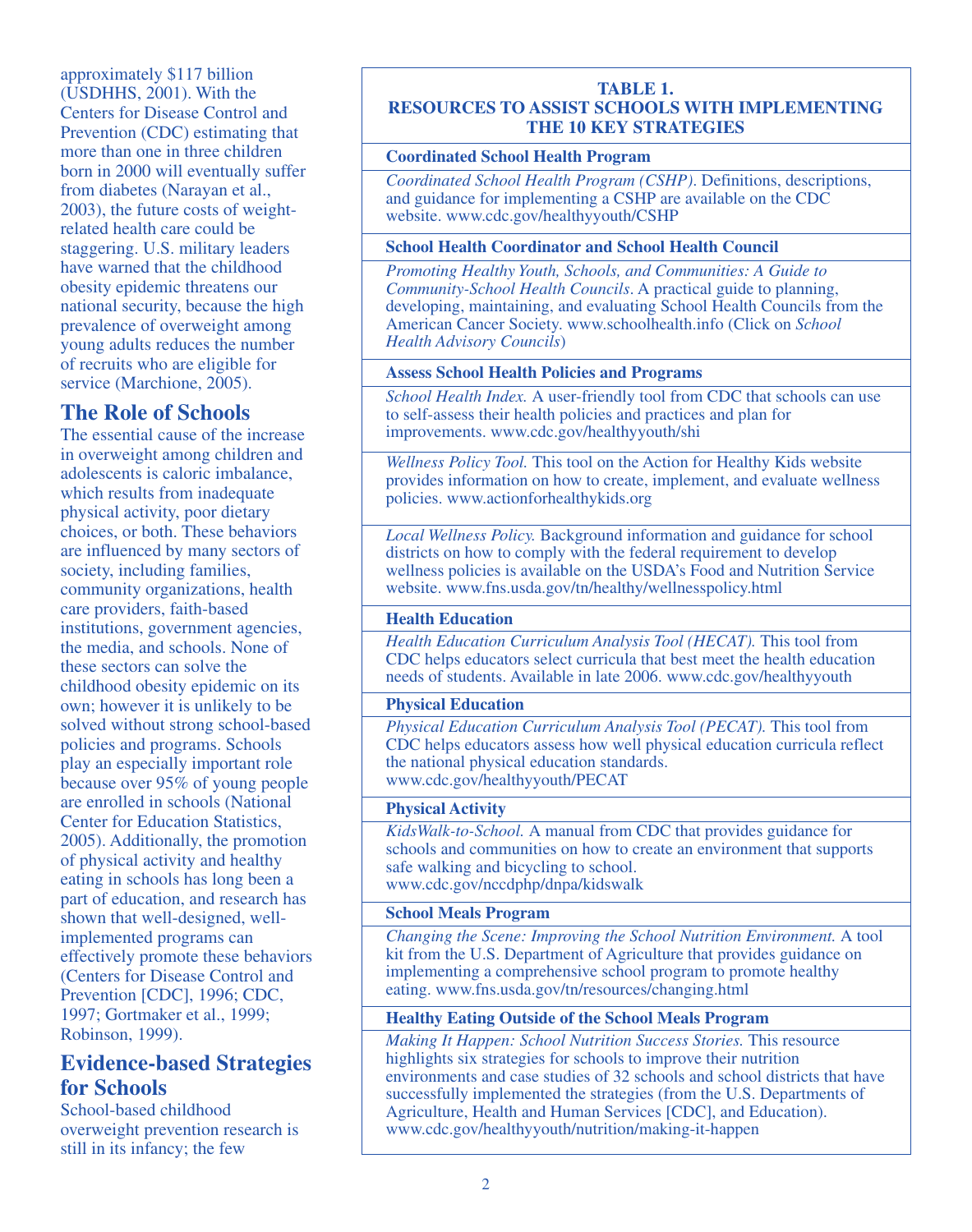approximately $117 billion (USDHHS, 2001). With the Centers for Disease Control and Prevention (CDC) estimating that more than one in three children born in 2000 will eventually suffer from diabetes (Narayan et al., 2003), the future costs of weight-related health care could be staggering. U.S. military leaders have warned that the childhood obesity epidemic threatens our national security, because the high prevalence of overweight among young adults reduces the number of recruits who are eligible for service (Marchione, 2005).

## The Role of Schools

The essential cause of the increase in overweight among children and adolescents is caloric imbalance, which results from inadequate physical activity, poor dietary choices, or both. These behaviors are influenced by many sectors of society, including families, community organizations, health care providers, faith-based institutions, government agencies, the media, and schools. None of these sectors can solve the childhood obesity epidemic on its own; however it is unlikely to be solved without strong school-based policies and programs. Schools play an especially important role because over 95% of young people are enrolled in schools (National Center for Education Statistics, 2005). Additionally, the promotion of physical activity and healthy eating in schools has long been a part of education, and research has shown that well-designed, well-implemented programs can effectively promote these behaviors (Centers for Disease Control and Prevention [CDC], 1996; CDC, 1997; Gortmaker et al., 1999; Robinson, 1999).

## Evidence-based Strategies for Schools

School-based childhood overweight prevention research is still in its infancy; the few

**TABLE 1.**
**RESOURCES TO ASSIST SCHOOLS WITH IMPLEMENTING THE 10 KEY STRATEGIES**

| Strategy / Resource |
|---|
| **Coordinated School Health Program** |
| *Coordinated School Health Program (CSHP).* Definitions, descriptions, and guidance for implementing a CSHP are available on the CDC website. www.cdc.gov/healthyyouth/CSHP |
| **School Health Coordinator and School Health Council** |
| *Promoting Healthy Youth, Schools, and Communities: A Guide to Community-School Health Councils*. A practical guide to planning, developing, maintaining, and evaluating School Health Councils from the American Cancer Society. www.schoolhealth.info (Click on *School Health Advisory Councils*) |
| **Assess School Health Policies and Programs** |
| *School Health Index.* A user-friendly tool from CDC that schools can use to self-assess their health policies and practices and plan for improvements. www.cdc.gov/healthyyouth/shi |
| *Wellness Policy Tool.* This tool on the Action for Healthy Kids website provides information on how to create, implement, and evaluate wellness policies. www.actionforhealthykids.org |
| *Local Wellness Policy.* Background information and guidance for school districts on how to comply with the federal requirement to develop wellness policies is available on the USDA's Food and Nutrition Service website. www.fns.usda.gov/tn/healthy/wellnesspolicy.html |
| **Health Education** |
| *Health Education Curriculum Analysis Tool (HECAT).* This tool from CDC helps educators select curricula that best meet the health education needs of students. Available in late 2006. www.cdc.gov/healthyyouth |
| **Physical Education** |
| *Physical Education Curriculum Analysis Tool (PECAT).* This tool from CDC helps educators assess how well physical education curricula reflect the national physical education standards. www.cdc.gov/healthyyouth/PECAT |
| **Physical Activity** |
| *KidsWalk-to-School.* A manual from CDC that provides guidance for schools and communities on how to create an environment that supports safe walking and bicycling to school. www.cdc.gov/nccdphp/dnpa/kidswalk |
| **School Meals Program** |
| *Changing the Scene: Improving the School Nutrition Environment.* A tool kit from the U.S. Department of Agriculture that provides guidance on implementing a comprehensive school program to promote healthy eating. www.fns.usda.gov/tn/resources/changing.html |
| **Healthy Eating Outside of the School Meals Program** |
| *Making It Happen: School Nutrition Success Stories.* This resource highlights six strategies for schools to improve their nutrition environments and case studies of 32 schools and school districts that have successfully implemented the strategies (from the U.S. Departments of Agriculture, Health and Human Services [CDC], and Education). www.cdc.gov/healthyyouth/nutrition/making-it-happen |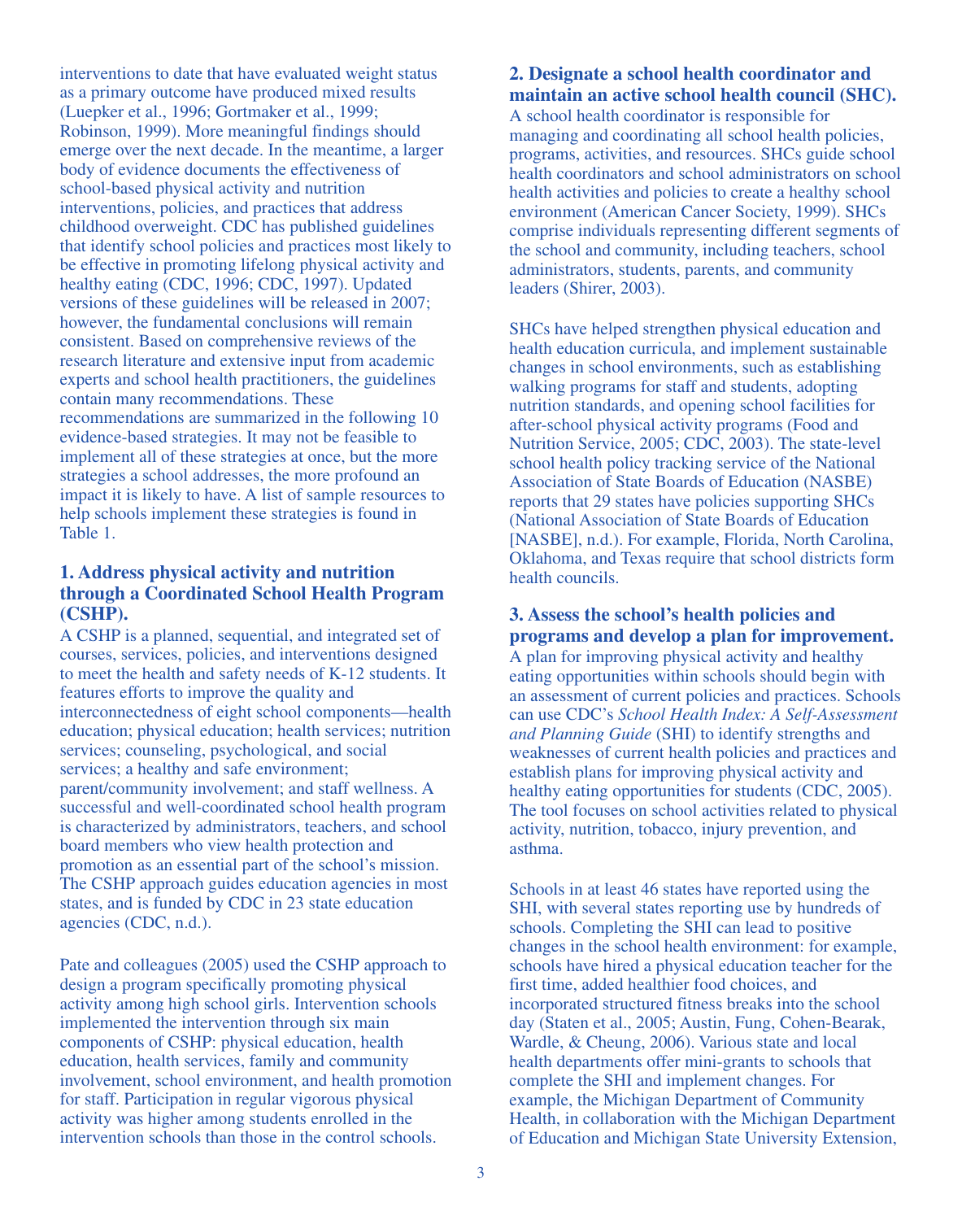interventions to date that have evaluated weight status as a primary outcome have produced mixed results (Luepker et al., 1996; Gortmaker et al., 1999; Robinson, 1999). More meaningful findings should emerge over the next decade. In the meantime, a larger body of evidence documents the effectiveness of school-based physical activity and nutrition interventions, policies, and practices that address childhood overweight. CDC has published guidelines that identify school policies and practices most likely to be effective in promoting lifelong physical activity and healthy eating (CDC, 1996; CDC, 1997). Updated versions of these guidelines will be released in 2007; however, the fundamental conclusions will remain consistent. Based on comprehensive reviews of the research literature and extensive input from academic experts and school health practitioners, the guidelines contain many recommendations. These recommendations are summarized in the following 10 evidence-based strategies. It may not be feasible to implement all of these strategies at once, but the more strategies a school addresses, the more profound an impact it is likely to have. A list of sample resources to help schools implement these strategies is found in Table 1.

### 1. Address physical activity and nutrition through a Coordinated School Health Program (CSHP).

A CSHP is a planned, sequential, and integrated set of courses, services, policies, and interventions designed to meet the health and safety needs of K-12 students. It features efforts to improve the quality and interconnectedness of eight school components—health education; physical education; health services; nutrition services; counseling, psychological, and social services; a healthy and safe environment; parent/community involvement; and staff wellness. A successful and well-coordinated school health program is characterized by administrators, teachers, and school board members who view health protection and promotion as an essential part of the school's mission. The CSHP approach guides education agencies in most states, and is funded by CDC in 23 state education agencies (CDC, n.d.).

Pate and colleagues (2005) used the CSHP approach to design a program specifically promoting physical activity among high school girls. Intervention schools implemented the intervention through six main components of CSHP: physical education, health education, health services, family and community involvement, school environment, and health promotion for staff. Participation in regular vigorous physical activity was higher among students enrolled in the intervention schools than those in the control schools.

### 2. Designate a school health coordinator and maintain an active school health council (SHC).

A school health coordinator is responsible for managing and coordinating all school health policies, programs, activities, and resources. SHCs guide school health coordinators and school administrators on school health activities and policies to create a healthy school environment (American Cancer Society, 1999). SHCs comprise individuals representing different segments of the school and community, including teachers, school administrators, students, parents, and community leaders (Shirer, 2003).

SHCs have helped strengthen physical education and health education curricula, and implement sustainable changes in school environments, such as establishing walking programs for staff and students, adopting nutrition standards, and opening school facilities for after-school physical activity programs (Food and Nutrition Service, 2005; CDC, 2003). The state-level school health policy tracking service of the National Association of State Boards of Education (NASBE) reports that 29 states have policies supporting SHCs (National Association of State Boards of Education [NASBE], n.d.). For example, Florida, North Carolina, Oklahoma, and Texas require that school districts form health councils.

### 3. Assess the school's health policies and programs and develop a plan for improvement.

A plan for improving physical activity and healthy eating opportunities within schools should begin with an assessment of current policies and practices. Schools can use CDC's *School Health Index: A Self-Assessment and Planning Guide* (SHI) to identify strengths and weaknesses of current health policies and practices and establish plans for improving physical activity and healthy eating opportunities for students (CDC, 2005). The tool focuses on school activities related to physical activity, nutrition, tobacco, injury prevention, and asthma.

Schools in at least 46 states have reported using the SHI, with several states reporting use by hundreds of schools. Completing the SHI can lead to positive changes in the school health environment: for example, schools have hired a physical education teacher for the first time, added healthier food choices, and incorporated structured fitness breaks into the school day (Staten et al., 2005; Austin, Fung, Cohen-Bearak, Wardle, & Cheung, 2006). Various state and local health departments offer mini-grants to schools that complete the SHI and implement changes. For example, the Michigan Department of Community Health, in collaboration with the Michigan Department of Education and Michigan State University Extension,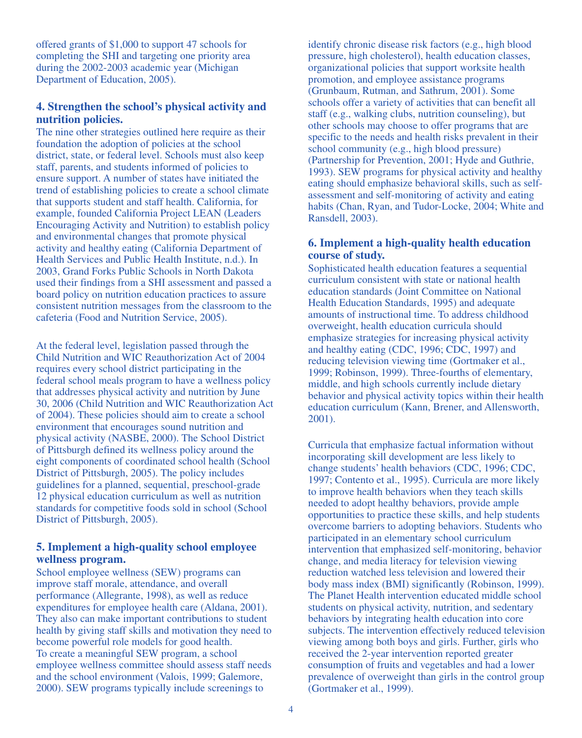offered grants of $1,000 to support 47 schools for completing the SHI and targeting one priority area during the 2002-2003 academic year (Michigan Department of Education, 2005).

### 4. Strengthen the school's physical activity and nutrition policies.

The nine other strategies outlined here require as their foundation the adoption of policies at the school district, state, or federal level. Schools must also keep staff, parents, and students informed of policies to ensure support. A number of states have initiated the trend of establishing policies to create a school climate that supports student and staff health. California, for example, founded California Project LEAN (Leaders Encouraging Activity and Nutrition) to establish policy and environmental changes that promote physical activity and healthy eating (California Department of Health Services and Public Health Institute, n.d.). In 2003, Grand Forks Public Schools in North Dakota used their findings from a SHI assessment and passed a board policy on nutrition education practices to assure consistent nutrition messages from the classroom to the cafeteria (Food and Nutrition Service, 2005).

At the federal level, legislation passed through the Child Nutrition and WIC Reauthorization Act of 2004 requires every school district participating in the federal school meals program to have a wellness policy that addresses physical activity and nutrition by June 30, 2006 (Child Nutrition and WIC Reauthorization Act of 2004). These policies should aim to create a school environment that encourages sound nutrition and physical activity (NASBE, 2000). The School District of Pittsburgh defined its wellness policy around the eight components of coordinated school health (School District of Pittsburgh, 2005). The policy includes guidelines for a planned, sequential, preschool-grade 12 physical education curriculum as well as nutrition standards for competitive foods sold in school (School District of Pittsburgh, 2005).

### 5. Implement a high-quality school employee wellness program.

School employee wellness (SEW) programs can improve staff morale, attendance, and overall performance (Allegrante, 1998), as well as reduce expenditures for employee health care (Aldana, 2001). They also can make important contributions to student health by giving staff skills and motivation they need to become powerful role models for good health. To create a meaningful SEW program, a school employee wellness committee should assess staff needs and the school environment (Valois, 1999; Galemore, 2000). SEW programs typically include screenings to identify chronic disease risk factors (e.g., high blood pressure, high cholesterol), health education classes, organizational policies that support worksite health promotion, and employee assistance programs (Grunbaum, Rutman, and Sathrum, 2001). Some schools offer a variety of activities that can benefit all staff (e.g., walking clubs, nutrition counseling), but other schools may choose to offer programs that are specific to the needs and health risks prevalent in their school community (e.g., high blood pressure) (Partnership for Prevention, 2001; Hyde and Guthrie, 1993). SEW programs for physical activity and healthy eating should emphasize behavioral skills, such as self-assessment and self-monitoring of activity and eating habits (Chan, Ryan, and Tudor-Locke, 2004; White and Ransdell, 2003).

### 6. Implement a high-quality health education course of study.

Sophisticated health education features a sequential curriculum consistent with state or national health education standards (Joint Committee on National Health Education Standards, 1995) and adequate amounts of instructional time. To address childhood overweight, health education curricula should emphasize strategies for increasing physical activity and healthy eating (CDC, 1996; CDC, 1997) and reducing television viewing time (Gortmaker et al., 1999; Robinson, 1999). Three-fourths of elementary, middle, and high schools currently include dietary behavior and physical activity topics within their health education curriculum (Kann, Brener, and Allensworth, 2001).

Curricula that emphasize factual information without incorporating skill development are less likely to change students' health behaviors (CDC, 1996; CDC, 1997; Contento et al., 1995). Curricula are more likely to improve health behaviors when they teach skills needed to adopt healthy behaviors, provide ample opportunities to practice these skills, and help students overcome barriers to adopting behaviors. Students who participated in an elementary school curriculum intervention that emphasized self-monitoring, behavior change, and media literacy for television viewing reduction watched less television and lowered their body mass index (BMI) significantly (Robinson, 1999). The Planet Health intervention educated middle school students on physical activity, nutrition, and sedentary behaviors by integrating health education into core subjects. The intervention effectively reduced television viewing among both boys and girls. Further, girls who received the 2-year intervention reported greater consumption of fruits and vegetables and had a lower prevalence of overweight than girls in the control group (Gortmaker et al., 1999).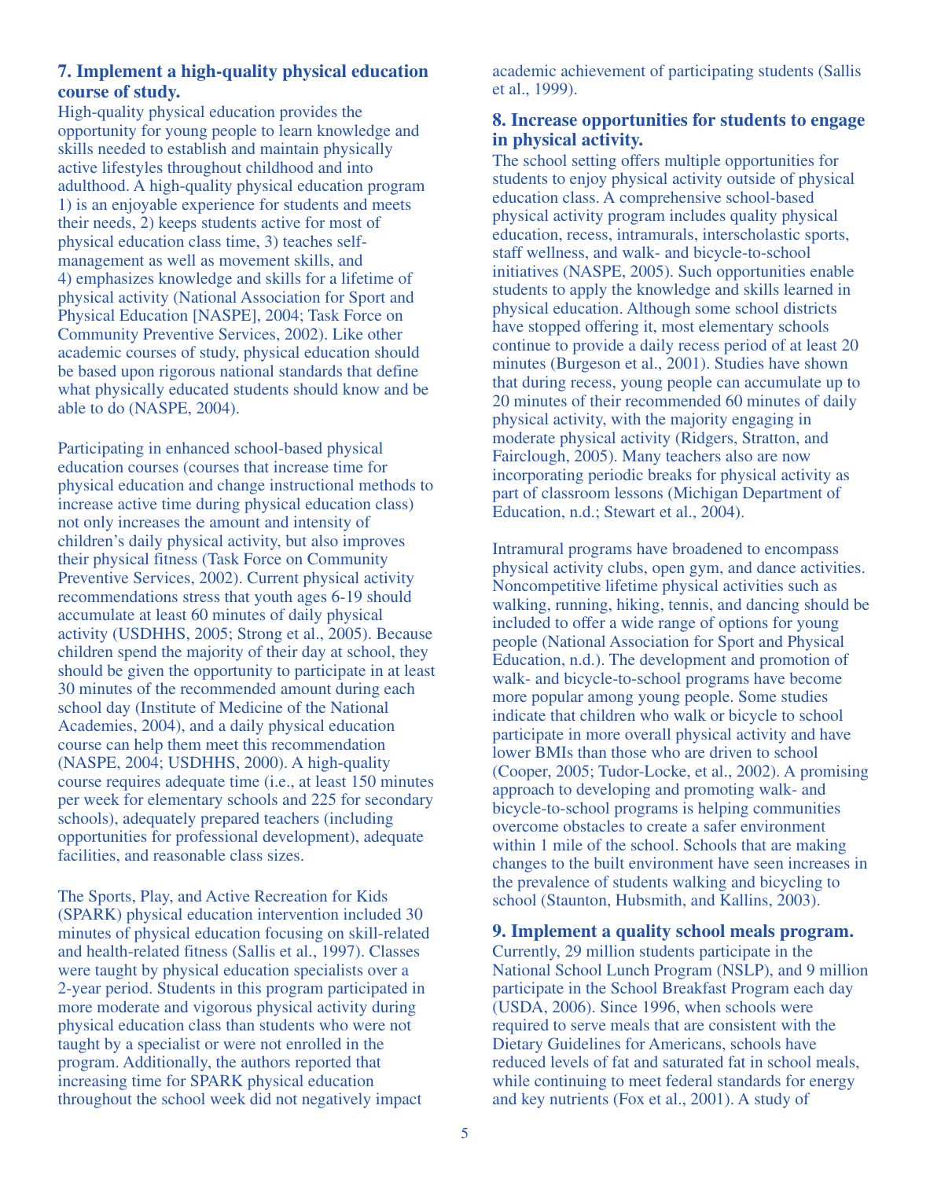### 7. Implement a high-quality physical education course of study.

High-quality physical education provides the opportunity for young people to learn knowledge and skills needed to establish and maintain physically active lifestyles throughout childhood and into adulthood. A high-quality physical education program 1) is an enjoyable experience for students and meets their needs, 2) keeps students active for most of physical education class time, 3) teaches self-management as well as movement skills, and 4) emphasizes knowledge and skills for a lifetime of physical activity (National Association for Sport and Physical Education [NASPE], 2004; Task Force on Community Preventive Services, 2002). Like other academic courses of study, physical education should be based upon rigorous national standards that define what physically educated students should know and be able to do (NASPE, 2004).

Participating in enhanced school-based physical education courses (courses that increase time for physical education and change instructional methods to increase active time during physical education class) not only increases the amount and intensity of children's daily physical activity, but also improves their physical fitness (Task Force on Community Preventive Services, 2002). Current physical activity recommendations stress that youth ages 6-19 should accumulate at least 60 minutes of daily physical activity (USDHHS, 2005; Strong et al., 2005). Because children spend the majority of their day at school, they should be given the opportunity to participate in at least 30 minutes of the recommended amount during each school day (Institute of Medicine of the National Academies, 2004), and a daily physical education course can help them meet this recommendation (NASPE, 2004; USDHHS, 2000). A high-quality course requires adequate time (i.e., at least 150 minutes per week for elementary schools and 225 for secondary schools), adequately prepared teachers (including opportunities for professional development), adequate facilities, and reasonable class sizes.

The Sports, Play, and Active Recreation for Kids (SPARK) physical education intervention included 30 minutes of physical education focusing on skill-related and health-related fitness (Sallis et al., 1997). Classes were taught by physical education specialists over a 2-year period. Students in this program participated in more moderate and vigorous physical activity during physical education class than students who were not taught by a specialist or were not enrolled in the program. Additionally, the authors reported that increasing time for SPARK physical education throughout the school week did not negatively impact academic achievement of participating students (Sallis et al., 1999).

### 8. Increase opportunities for students to engage in physical activity.

The school setting offers multiple opportunities for students to enjoy physical activity outside of physical education class. A comprehensive school-based physical activity program includes quality physical education, recess, intramurals, interscholastic sports, staff wellness, and walk- and bicycle-to-school initiatives (NASPE, 2005). Such opportunities enable students to apply the knowledge and skills learned in physical education. Although some school districts have stopped offering it, most elementary schools continue to provide a daily recess period of at least 20 minutes (Burgeson et al., 2001). Studies have shown that during recess, young people can accumulate up to 20 minutes of their recommended 60 minutes of daily physical activity, with the majority engaging in moderate physical activity (Ridgers, Stratton, and Fairclough, 2005). Many teachers also are now incorporating periodic breaks for physical activity as part of classroom lessons (Michigan Department of Education, n.d.; Stewart et al., 2004).

Intramural programs have broadened to encompass physical activity clubs, open gym, and dance activities. Noncompetitive lifetime physical activities such as walking, running, hiking, tennis, and dancing should be included to offer a wide range of options for young people (National Association for Sport and Physical Education, n.d.). The development and promotion of walk- and bicycle-to-school programs have become more popular among young people. Some studies indicate that children who walk or bicycle to school participate in more overall physical activity and have lower BMIs than those who are driven to school (Cooper, 2005; Tudor-Locke, et al., 2002). A promising approach to developing and promoting walk- and bicycle-to-school programs is helping communities overcome obstacles to create a safer environment within 1 mile of the school. Schools that are making changes to the built environment have seen increases in the prevalence of students walking and bicycling to school (Staunton, Hubsmith, and Kallins, 2003).

### 9. Implement a quality school meals program.

Currently, 29 million students participate in the National School Lunch Program (NSLP), and 9 million participate in the School Breakfast Program each day (USDA, 2006). Since 1996, when schools were required to serve meals that are consistent with the Dietary Guidelines for Americans, schools have reduced levels of fat and saturated fat in school meals, while continuing to meet federal standards for energy and key nutrients (Fox et al., 2001). A study of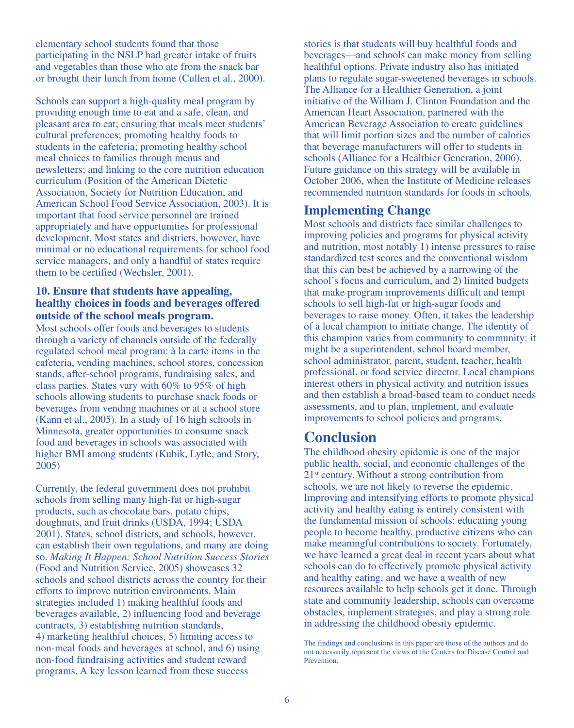elementary school students found that those participating in the NSLP had greater intake of fruits and vegetables than those who ate from the snack bar or brought their lunch from home (Cullen et al., 2000).

Schools can support a high-quality meal program by providing enough time to eat and a safe, clean, and pleasant area to eat; ensuring that meals meet students' cultural preferences; promoting healthy foods to students in the cafeteria; promoting healthy school meal choices to families through menus and newsletters; and linking to the core nutrition education curriculum (Position of the American Dietetic Association, Society for Nutrition Education, and American School Food Service Association, 2003). It is important that food service personnel are trained appropriately and have opportunities for professional development. Most states and districts, however, have minimal or no educational requirements for school food service managers, and only a handful of states require them to be certified (Wechsler, 2001).

**10. Ensure that students have appealing, healthy choices in foods and beverages offered outside of the school meals program.**

Most schools offer foods and beverages to students through a variety of channels outside of the federally regulated school meal program: à la carte items in the cafeteria, vending machines, school stores, concession stands, after-school programs, fundraising sales, and class parties. States vary with 60% to 95% of high schools allowing students to purchase snack foods or beverages from vending machines or at a school store (Kann et al., 2005). In a study of 16 high schools in Minnesota, greater opportunities to consume snack food and beverages in schools was associated with higher BMI among students (Kubik, Lytle, and Story, 2005)

Currently, the federal government does not prohibit schools from selling many high-fat or high-sugar products, such as chocolate bars, potato chips, doughnuts, and fruit drinks (USDA, 1994; USDA 2001). States, school districts, and schools, however, can establish their own regulations, and many are doing so. *Making It Happen: School Nutrition Success Stories* (Food and Nutrition Service, 2005) showcases 32 schools and school districts across the country for their efforts to improve nutrition environments. Main strategies included 1) making healthful foods and beverages available, 2) influencing food and beverage contracts, 3) establishing nutrition standards, 4) marketing healthful choices, 5) limiting access to non-meal foods and beverages at school, and 6) using non-food fundraising activities and student reward programs. A key lesson learned from these success stories is that students will buy healthful foods and beverages—and schools can make money from selling healthful options. Private industry also has initiated plans to regulate sugar-sweetened beverages in schools. The Alliance for a Healthier Generation, a joint initiative of the William J. Clinton Foundation and the American Heart Association, partnered with the American Beverage Association to create guidelines that will limit portion sizes and the number of calories that beverage manufacturers will offer to students in schools (Alliance for a Healthier Generation, 2006). Future guidance on this strategy will be available in October 2006, when the Institute of Medicine releases recommended nutrition standards for foods in schools.

## Implementing Change

Most schools and districts face similar challenges to improving policies and programs for physical activity and nutrition, most notably 1) intense pressures to raise standardized test scores and the conventional wisdom that this can best be achieved by a narrowing of the school's focus and curriculum, and 2) limited budgets that make program improvements difficult and tempt schools to sell high-fat or high-sugar foods and beverages to raise money. Often, it takes the leadership of a local champion to initiate change. The identity of this champion varies from community to community: it might be a superintendent, school board member, school administrator, parent, student, teacher, health professional, or food service director. Local champions interest others in physical activity and nutrition issues and then establish a broad-based team to conduct needs assessments, and to plan, implement, and evaluate improvements to school policies and programs.

# Conclusion

The childhood obesity epidemic is one of the major public health, social, and economic challenges of the 21st century. Without a strong contribution from schools, we are not likely to reverse the epidemic. Improving and intensifying efforts to promote physical activity and healthy eating is entirely consistent with the fundamental mission of schools: educating young people to become healthy, productive citizens who can make meaningful contributions to society. Fortunately, we have learned a great deal in recent years about what schools can do to effectively promote physical activity and healthy eating, and we have a wealth of new resources available to help schools get it done. Through state and community leadership, schools can overcome obstacles, implement strategies, and play a strong role in addressing the childhood obesity epidemic.

The findings and conclusions in this paper are those of the authors and do not necessarily represent the views of the Centers for Disease Control and Prevention.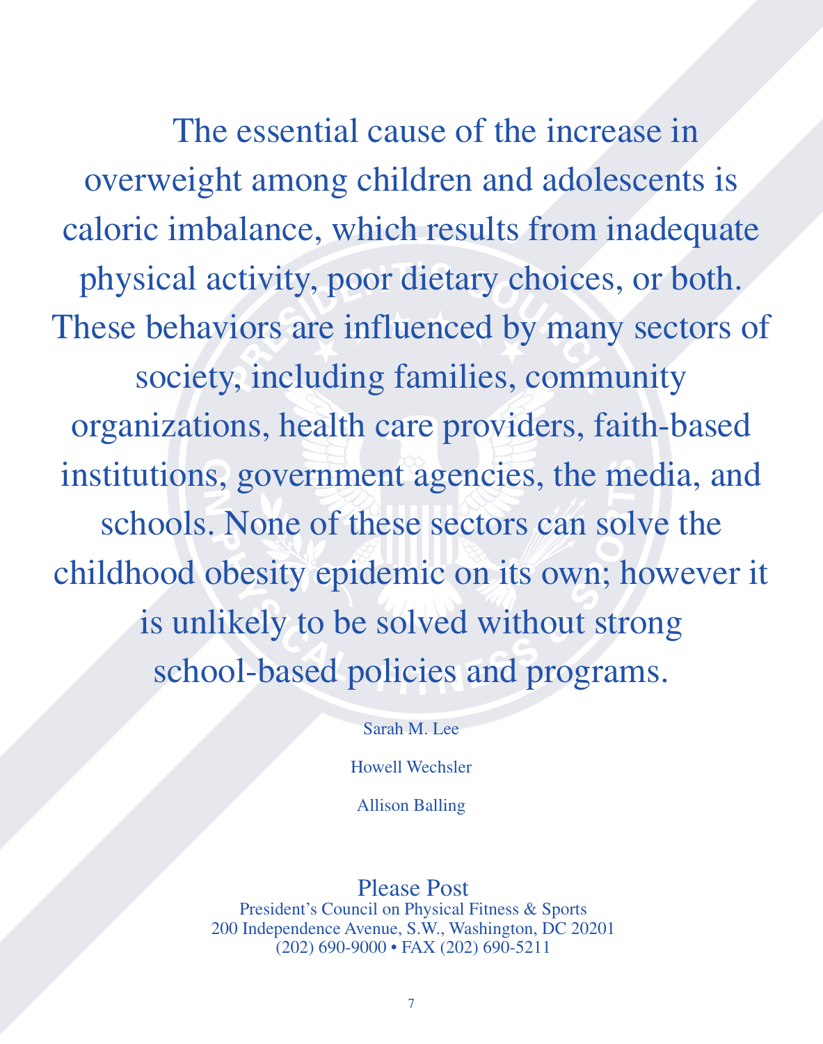The essential cause of the increase in overweight among children and adolescents is caloric imbalance, which results from inadequate physical activity, poor dietary choices, or both. These behaviors are influenced by many sectors of society, including families, community organizations, health care providers, faith-based institutions, government agencies, the media, and schools. None of these sectors can solve the childhood obesity epidemic on its own; however it is unlikely to be solved without strong school-based policies and programs.

Sarah M. Lee

Howell Wechsler

Allison Balling

Please Post

President's Council on Physical Fitness & Sports
200 Independence Avenue, S.W., Washington, DC 20201
(202) 690-9000 • FAX (202) 690-5211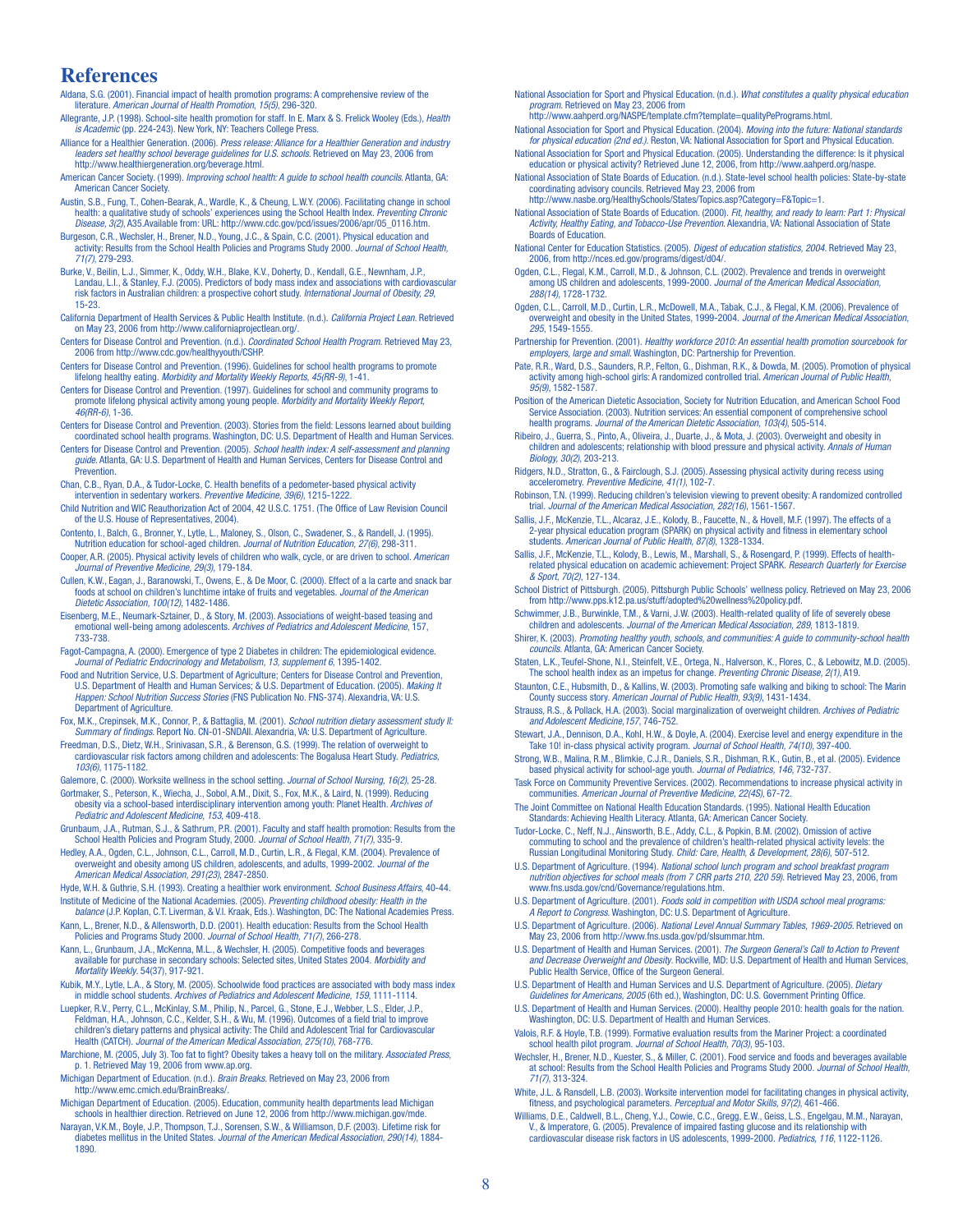# References

Aldana, S.G. (2001). Financial impact of health promotion programs: A comprehensive review of the literature. *American Journal of Health Promotion, 15(5)*, 296-320.

Allegrante, J.P. (1998). School-site health promotion for staff. In E. Marx & S. Frelick Wooley (Eds.), *Health is Academic* (pp. 224-243). New York, NY: Teachers College Press.

Alliance for a Healthier Generation. (2006). *Press release: Alliance for a Healthier Generation and industry leaders set healthy school beverage guidelines for U.S. schools.* Retrieved on May 23, 2006 from http://www.healthiergeneration.org/beverage.html.

American Cancer Society. (1999). *Improving school health: A guide to school health councils.* Atlanta, GA: American Cancer Society.

Austin, S.B., Fung, T., Cohen-Bearak, A., Wardle, K., & Cheung, L.W.Y. (2006). Facilitating change in school health: a qualitative study of schools' experiences using the School Health Index. *Preventing Chronic Disease, 3(2)*, A35.Available from: URL: http://www.cdc.gov/pcd/issues/2006/apr/05_0116.htm.

Burgeson, C.R., Wechsler, H., Brener, N.D., Young, J.C., & Spain, C.C. (2001). Physical education and activity: Results from the School Health Policies and Programs Study 2000. *Journal of School Health, 71(7)*, 279-293.

Burke, V., Beilin, L.J., Simmer, K., Oddy, W.H., Blake, K.V., Doherty, D., Kendall, G.E., Newnham, J.P., Landau, L.I., & Stanley, F.J. (2005). Predictors of body mass index and associations with cardiovascular risk factors in Australian children: a prospective cohort study. *International Journal of Obesity, 29*, 15-23.

California Department of Health Services & Public Health Institute. (n.d.). *California Project Lean.* Retrieved on May 23, 2006 from http://www.californiaprojectlean.org/.

Centers for Disease Control and Prevention. (n.d.). *Coordinated School Health Program.* Retrieved May 23, 2006 from http://www.cdc.gov/healthyyouth/CSHP.

Centers for Disease Control and Prevention. (1996). Guidelines for school health programs to promote lifelong healthy eating. *Morbidity and Mortality Weekly Reports, 45(RR-9)*, 1-41.

Centers for Disease Control and Prevention. (1997). Guidelines for school and community programs to promote lifelong physical activity among young people. *Morbidity and Mortality Weekly Report, 46(RR-6)*, 1-36.

Centers for Disease Control and Prevention. (2003). Stories from the field: Lessons learned about building coordinated school health programs. Washington, DC: U.S. Department of Health and Human Services.

Centers for Disease Control and Prevention. (2005). *School health index: A self-assessment and planning guide.* Atlanta, GA: U.S. Department of Health and Human Services, Centers for Disease Control and Prevention.

Chan, C.B., Ryan, D.A., & Tudor-Locke, C. Health benefits of a pedometer-based physical activity intervention in sedentary workers. *Preventive Medicine, 39(6)*, 1215-1222.

Child Nutrition and WIC Reauthorization Act of 2004, 42 U.S.C. 1751. (The Office of Law Revision Council of the U.S. House of Representatives, 2004).

Contento, I., Balch, G., Bronner, Y., Lytle, L., Maloney, S., Olson, C., Swadener, S., & Randell, J. (1995). Nutrition education for school-aged children. *Journal of Nutrition Education, 27(6)*, 298-311.

Cooper, A.R. (2005). Physical activity levels of children who walk, cycle, or are driven to school. *American Journal of Preventive Medicine, 29(3)*, 179-184.

Cullen, K.W., Eagan, J., Baranowski, T., Owens, E., & De Moor, C. (2000). Effect of a la carte and snack bar foods at school on children's lunchtime intake of fruits and vegetables. *Journal of the American Dietetic Association, 100(12)*, 1482-1486.

Eisenberg, M.E., Neumark-Sztainer, D., & Story, M. (2003). Associations of weight-based teasing and emotional well-being among adolescents. *Archives of Pediatrics and Adolescent Medicine*, 157, 733-738.

Fagot-Campagna, A. (2000). Emergence of type 2 Diabetes in children: The epidemiological evidence. *Journal of Pediatric Endocrinology and Metabolism, 13, supplement 6*, 1395-1402.

Food and Nutrition Service, U.S. Department of Agriculture; Centers for Disease Control and Prevention, U.S. Department of Health and Human Services; & U.S. Department of Education. (2005). *Making It Happen: School Nutrition Success Stories* (FNS Publication No. FNS-374). Alexandria, VA: U.S. Department of Agriculture.

Fox, M.K., Crepinsek, M.K., Connor, P., & Battaglia, M. (2001). *School nutrition dietary assessment study II: Summary of findings.* Report No. CN-01-SNDAII. Alexandria, VA: U.S. Department of Agriculture.

Freedman, D.S., Dietz, W.H., Srinivasan, S.R., & Berenson, G.S. (1999). The relation of overweight to cardiovascular risk factors among children and adolescents: The Bogalusa Heart Study. *Pediatrics, 103(6)*, 1175-1182.

Galemore, C. (2000). Worksite wellness in the school setting. *Journal of School Nursing, 16(2)*, 25-28.

Gortmaker, S., Peterson, K., Wiecha, J., Sobol, A.M., Dixit, S., Fox, M.K., & Laird, N. (1999). Reducing obesity via a school-based interdisciplinary intervention among youth: Planet Health. *Archives of Pediatric and Adolescent Medicine, 153*, 409-418.

Grunbaum, J.A., Rutman, S.J., & Sathrum, P.R. (2001). Faculty and staff health promotion: Results from the School Health Policies and Program Study, 2000. *Journal of School Health, 71(7)*, 335-9.

Hedley, A.A., Ogden, C.L., Johnson, C.L., Carroll, M.D., Curtin, L.R., & Flegal, K.M. (2004). Prevalence of overweight and obesity among US children, adolescents, and adults, 1999-2002. *Journal of the American Medical Association, 291(23)*, 2847-2850.

Hyde, W.H. & Guthrie, S.H. (1993). Creating a healthier work environment. *School Business Affairs*, 40-44.

Institute of Medicine of the National Academies. (2005). *Preventing childhood obesity: Health in the balance* (J.P. Koplan, C.T. Liverman, & V.I. Kraak, Eds.). Washington, DC: The National Academies Press.

Kann, L., Brener, N.D., & Allensworth, D.D. (2001). Health education: Results from the School Health Policies and Programs Study 2000. *Journal of School Health, 71(7)*, 266-278.

Kann, L., Grunbaum, J.A., McKenna, M.L., & Wechsler, H. (2005). Competitive foods and beverages available for purchase in secondary schools: Selected sites, United States 2004. *Morbidity and Mortality Weekly.* 54(37), 917-921.

Kubik, M.Y., Lytle, L.A., & Story, M. (2005). Schoolwide food practices are associated with body mass index in middle school students. *Archives of Pediatrics and Adolescent Medicine, 159*, 1111-1114.

Luepker, R.V., Perry, C.L., McKinlay, S.M., Philip, N., Parcel, G., Stone, E.J., Webber, L.S., Elder, J.P., Feldman, H.A., Johnson, C.C., Kelder, S.H., & Wu, M. (1996). Outcomes of a field trial to improve children's dietary patterns and physical activity: The Child and Adolescent Trial for Cardiovascular Health (CATCH). *Journal of the American Medical Association, 275(10)*, 768-776.

Marchione, M. (2005, July 3). Too fat to fight? Obesity takes a heavy toll on the military. *Associated Press*, p. 1. Retrieved May 19, 2006 from www.ap.org.

Michigan Department of Education. (n.d.). *Brain Breaks.* Retrieved on May 23, 2006 from http://www.emc.cmich.edu/BrainBreaks/.

Michigan Department of Education. (2005). Education, community health departments lead Michigan schools in healthier direction. Retrieved on June 12, 2006 from http://www.michigan.gov/mde.

Narayan, V.K.M., Boyle, J.P., Thompson, T.J., Sorensen, S.W., & Williamson, D.F. (2003). Lifetime risk for diabetes mellitus in the United States. *Journal of the American Medical Association, 290(14)*, 1884-1890.

National Association for Sport and Physical Education. (n.d.). *What constitutes a quality physical education program.* Retrieved on May 23, 2006 from http://www.aahperd.org/NASPE/template.cfm?template=qualityPePrograms.html.

National Association for Sport and Physical Education. (2004). *Moving into the future: National standards for physical education (2nd ed.).* Reston, VA: National Association for Sport and Physical Education.

National Association for Sport and Physical Education. (2005). Understanding the difference: Is it physical education or physical activity? Retrieved June 12, 2006, from http://www.aahperd.org/naspe.

National Association of State Boards of Education. (n.d.). State-level school health policies: State-by-state coordinating advisory councils. Retrieved May 23, 2006 from http://www.nasbe.org/HealthySchools/States/Topics.asp?Category=F&Topic=1.

National Association of State Boards of Education. (2000). *Fit, healthy, and ready to learn: Part 1: Physical Activity, Healthy Eating, and Tobacco-Use Prevention.* Alexandria, VA: National Association of State Boards of Education.

National Center for Education Statistics. (2005). *Digest of education statistics, 2004.* Retrieved May 23, 2006, from http://nces.ed.gov/programs/digest/d04/.

Ogden, C.L., Flegal, K.M., Carroll, M.D., & Johnson, C.L. (2002). Prevalence and trends in overweight among US children and adolescents, 1999-2000. *Journal of the American Medical Association, 288(14)*, 1728-1732.

Ogden, C.L., Carroll, M.D., Curtin, L.R., McDowell, M.A., Tabak, C.J., & Flegal, K.M. (2006). Prevalence of overweight and obesity in the United States, 1999-2004. *Journal of the American Medical Association, 295*, 1549-1555.

Partnership for Prevention. (2001). *Healthy workforce 2010: An essential health promotion sourcebook for employers, large and small.* Washington, DC: Partnership for Prevention.

Pate, R.R., Ward, D.S., Saunders, R.P., Felton, G., Dishman, R.K., & Dowda, M. (2005). Promotion of physical activity among high-school girls: A randomized controlled trial. *American Journal of Public Health, 95(9)*, 1582-1587.

Position of the American Dietetic Association, Society for Nutrition Education, and American School Food Service Association. (2003). Nutrition services: An essential component of comprehensive school health programs. *Journal of the American Dietetic Association, 103(4)*, 505-514.

Ribeiro, J., Guerra, S., Pinto, A., Oliveira, J., Duarte, J., & Mota, J. (2003). Overweight and obesity in children and adolescents; relationship with blood pressure and physical activity. *Annals of Human Biology, 30(2)*, 203-213.

Ridgers, N.D., Stratton, G., & Fairclough, S.J. (2005). Assessing physical activity during recess using accelerometry. *Preventive Medicine, 41(1)*, 102-7.

Robinson, T.N. (1999). Reducing children's television viewing to prevent obesity: A randomized controlled trial. *Journal of the American Medical Association, 282(16)*, 1561-1567.

Sallis, J.F., McKenzie, T.L., Alcaraz, J.E., Kolody, B., Faucette, N., & Hovell, M.F. (1997). The effects of a 2-year physical education program (SPARK) on physical activity and fitness in elementary school students. *American Journal of Public Health, 87(8)*, 1328-1334.

Sallis, J.F., McKenzie, T.L., Kolody, B., Lewis, M., Marshall, S., & Rosengard, P. (1999). Effects of health-related physical education on academic achievement: Project SPARK. *Research Quarterly for Exercise & Sport, 70(2)*, 127-134.

School District of Pittsburgh. (2005). Pittsburgh Public Schools' wellness policy. Retrieved on May 23, 2006 from http://www.pps.k12.pa.us/stuff/adopted%20wellness%20policy.pdf.

Schwimmer, J.B., Burwinkle, T.M., & Varni, J.W. (2003). Health-related quality of life of severely obese children and adolescents. *Journal of the American Medical Association, 289*, 1813-1819.

Shirer, K. (2003). *Promoting healthy youth, schools, and communities: A guide to community-school health councils.* Atlanta, GA: American Cancer Society.

Staten, L.K., Teufel-Shone, N.I., Steinfelt, V.E., Ortega, N., Halverson, K., Flores, C., & Lebowitz, M.D. (2005). The school health index as an impetus for change. *Preventing Chronic Disease, 2(1)*, A19.

Staunton, C.E., Hubsmith, D., & Kallins, W. (2003). Promoting safe walking and biking to school: The Marin County success story. *American Journal of Public Health, 93(9)*, 1431-1434.

Strauss, R.S., & Pollack, H.A. (2003). Social marginalization of overweight children. *Archives of Pediatric and Adolescent Medicine,157*, 746-752.

Stewart, J.A., Dennison, D.A., Kohl, H.W., & Doyle, A. (2004). Exercise level and energy expenditure in the Take 10! in-class physical activity program. *Journal of School Health, 74(10)*, 397-400.

Strong, W.B., Malina, R.M., Blimkie, C.J.R., Daniels, S.R., Dishman, R.K., Gutin, B., et al. (2005). Evidence based physical activity for school-age youth. *Journal of Pediatrics, 146*, 732-737.

Task Force on Community Preventive Services. (2002). Recommendations to increase physical activity in communities. *American Journal of Preventive Medicine, 22(4S)*, 67-72.

The Joint Committee on National Health Education Standards. (1995). National Health Education Standards: Achieving Health Literacy. Atlanta, GA: American Cancer Society.

Tudor-Locke, C., Neff, N.J., Ainsworth, B.E., Addy, C.L., & Popkin, B.M. (2002). Omission of active commuting to school and the prevalence of children's health-related physical activity levels: the Russian Longitudinal Monitoring Study. *Child: Care, Health, & Development, 28(6)*, 507-512.

U.S. Department of Agriculture. (1994). *National school lunch program and school breakfast program nutrition objectives for school meals (from 7 CRR parts 210, 220 59).* Retrieved May 23, 2006, from www.fns.usda.gov/cnd/Governance/regulations.htm.

U.S. Department of Agriculture. (2001). *Foods sold in competition with USDA school meal programs: A Report to Congress.* Washington, DC: U.S. Department of Agriculture.

U.S. Department of Agriculture. (2006). *National Level Annual Summary Tables, 1969-2005.* Retrieved on May 23, 2006 from http://www.fns.usda.gov/pd/slsummar.htm.

U.S. Department of Health and Human Services. (2001). *The Surgeon General's Call to Action to Prevent and Decrease Overweight and Obesity.* Rockville, MD: U.S. Department of Health and Human Services, Public Health Service, Office of the Surgeon General.

U.S. Department of Health and Human Services and U.S. Department of Agriculture. (2005). *Dietary Guidelines for Americans, 2005* (6th ed.), Washington, DC: U.S. Government Printing Office.

U.S. Department of Health and Human Services. (2000). Healthy people 2010: health goals for the nation. Washington, DC: U.S. Department of Health and Human Services.

Valois, R.F. & Hoyle, T.B. (1999). Formative evaluation results from the Mariner Project: a coordinated school health pilot program. *Journal of School Health, 70(3)*, 95-103.

Wechsler, H., Brener, N.D., Kuester, S., & Miller, C. (2001). Food service and foods and beverages available at school: Results from the School Health Policies and Programs Study 2000. *Journal of School Health, 71(7)*, 313-324.

White, J.L. & Ransdell, L.B. (2003). Worksite intervention model for facilitating changes in physical activity, fitness, and psychological parameters. *Perceptual and Motor Skills, 97(2)*, 461-466.

Williams, D.E., Caldwell, B.L., Cheng, Y.J., Cowie, C.C., Gregg, E.W., Geiss, L.S., Engelgau, M.M., Narayan, V., & Imperatore, G. (2005). Prevalence of impaired fasting glucose and its relationship with cardiovascular disease risk factors in US adolescents, 1999-2000. *Pediatrics, 116*, 1122-1126.